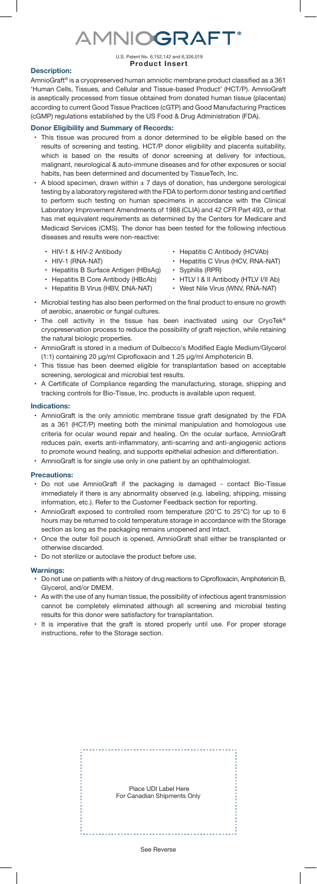# AMNIOGRAFT®

U.S. Patent No. 6,152,142 and 6,326,019

**Product Insert**

## Description:

AmnioGraft® is a cryopreserved human amniotic membrane product classified as a 361 'Human Cells, Tissues, and Cellular and Tissue-based Product' (HCT/P). AmnioGraft is aseptically processed from tissue obtained from donated human tissue (placentas) according to current Good Tissue Practices (cGTP) and Good Manufacturing Practices (cGMP) regulations established by the US Food & Drug Administration (FDA).

## Donor Eligibility and Summary of Records:

- This tissue was procured from a donor determined to be eligible based on the results of screening and testing. HCT/P donor eligibility and placenta suitability, which is based on the results of donor screening at delivery for infectious, malignant, neurological & auto-immune diseases and for other exposures or social habits, has been determined and documented by TissueTech, Inc.
- A blood specimen, drawn within ± 7 days of donation, has undergone serological testing by a laboratory registered with the FDA to perform donor testing and certified to perform such testing on human specimens in accordance with the Clinical Laboratory Improvement Amendments of 1988 (CLIA) and 42 CFR Part 493, or that has met equivalent requirements as determined by the Centers for Medicare and Medicaid Services (CMS). The donor has been tested for the following infectious diseases and results were non-reactive:
  - HIV-1 & HIV-2 Antibody
  - HIV-1 (RNA-NAT)
  - Hepatitis B Surface Antigen (HBsAg)
  - Hepatitis B Core Antibody (HBcAb)
  - Hepatitis B Virus (HBV, DNA-NAT)
  - Hepatitis C Antibody (HCVAb)
  - Hepatitis C Virus (HCV, RNA-NAT)
  - Syphilis (RPR)
  - HTLV I & II Antibody (HTLV I/II Ab)
  - West Nile Virus (WNV, RNA-NAT)
- Microbial testing has also been performed on the final product to ensure no growth of aerobic, anaerobic or fungal cultures.
- The cell activity in the tissue has been inactivated using our CryoTek® cryopreservation process to reduce the possibility of graft rejection, while retaining the natural biologic properties.
- AmnioGraft is stored in a medium of Dulbecco's Modified Eagle Medium/Glycerol (1:1) containing 20 µg/ml Ciprofloxacin and 1.25 µg/ml Amphotericin B.
- This tissue has been deemed eligible for transplantation based on acceptable screening, serological and microbial test results.
- A Certificate of Compliance regarding the manufacturing, storage, shipping and tracking controls for Bio-Tissue, Inc. products is available upon request.

## Indications:

- AmnioGraft is the only amniotic membrane tissue graft designated by the FDA as a 361 (HCT/P) meeting both the minimal manipulation and homologous use criteria for ocular wound repair and healing. On the ocular surface, AmnioGraft reduces pain, exerts anti-inflammatory, anti-scarring and anti-angiogenic actions to promote wound healing, and supports epithelial adhesion and differentiation.
- AmnioGraft is for single use only in one patient by an ophthalmologist.

## Precautions:

- Do not use AmnioGraft if the packaging is damaged - contact Bio-Tissue immediately if there is any abnormality observed (e.g. labeling, shipping, missing information, etc.). Refer to the Customer Feedback section for reporting.
- AmnioGraft exposed to controlled room temperature (20°C to 25°C) for up to 6 hours may be returned to cold temperature storage in accordance with the Storage section as long as the packaging remains unopened and intact.
- Once the outer foil pouch is opened, AmnioGraft shall either be transplanted or otherwise discarded.
- Do not sterilize or autoclave the product before use.

## Warnings:

- Do not use on patients with a history of drug reactions to Ciprofloxacin, Amphotericin B, Glycerol, and/or DMEM.
- As with the use of any human tissue, the possibility of infectious agent transmission cannot be completely eliminated although all screening and microbial testing results for this donor were satisfactory for transplantation.
- It is imperative that the graft is stored properly until use. For proper storage instructions, refer to the Storage section.

Place UDI Label Here
For Canadian Shipments Only

See Reverse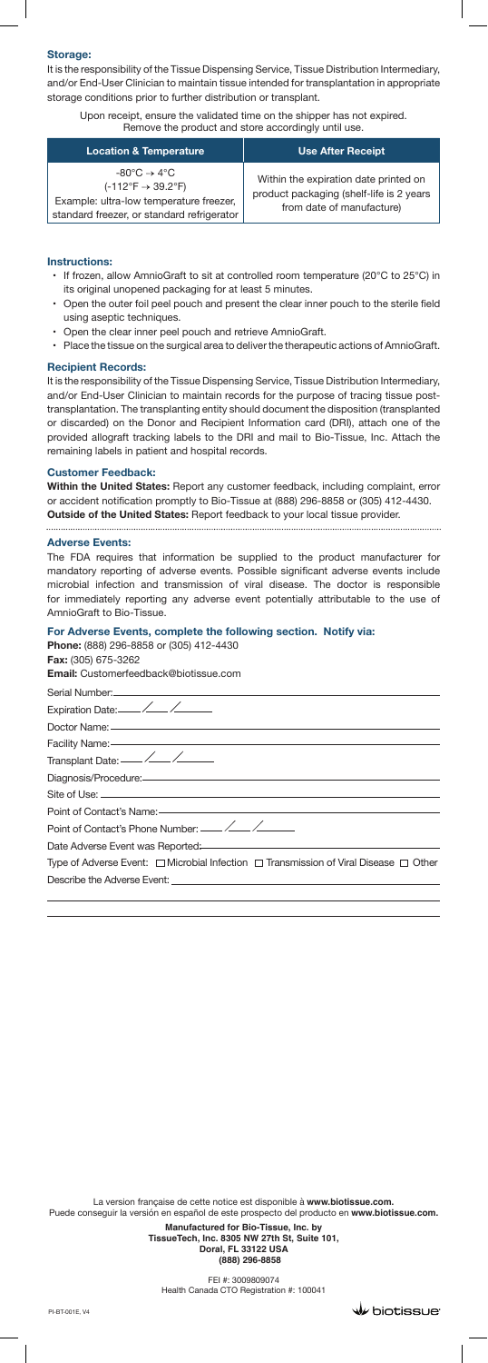### Storage:

It is the responsibility of the Tissue Dispensing Service, Tissue Distribution Intermediary, and/or End-User Clinician to maintain tissue intended for transplantation in appropriate storage conditions prior to further distribution or transplant.

Upon receipt, ensure the validated time on the shipper has not expired.
Remove the product and store accordingly until use.

| Location & Temperature | Use After Receipt |
| --- | --- |
| -80°C → 4°C<br>(-112°F → 39.2°F)<br>Example: ultra-low temperature freezer, standard freezer, or standard refrigerator | Within the expiration date printed on product packaging (shelf-life is 2 years from date of manufacture) |

### Instructions:

- If frozen, allow AmnioGraft to sit at controlled room temperature (20°C to 25°C) in its original unopened packaging for at least 5 minutes.
- Open the outer foil peel pouch and present the clear inner pouch to the sterile field using aseptic techniques.
- Open the clear inner peel pouch and retrieve AmnioGraft.
- Place the tissue on the surgical area to deliver the therapeutic actions of AmnioGraft.

### Recipient Records:

It is the responsibility of the Tissue Dispensing Service, Tissue Distribution Intermediary, and/or End-User Clinician to maintain records for the purpose of tracing tissue post-transplantation. The transplanting entity should document the disposition (transplanted or discarded) on the Donor and Recipient Information card (DRI), attach one of the provided allograft tracking labels to the DRI and mail to Bio-Tissue, Inc. Attach the remaining labels in patient and hospital records.

### Customer Feedback:

**Within the United States:** Report any customer feedback, including complaint, error or accident notification promptly to Bio-Tissue at (888) 296-8858 or (305) 412-4430.
**Outside of the United States:** Report feedback to your local tissue provider.

### Adverse Events:

The FDA requires that information be supplied to the product manufacturer for mandatory reporting of adverse events. Possible significant adverse events include microbial infection and transmission of viral disease. The doctor is responsible for immediately reporting any adverse event potentially attributable to the use of AmnioGraft to Bio-Tissue.

### For Adverse Events, complete the following section. Notify via:

**Phone:** (888) 296-8858 or (305) 412-4430
**Fax:** (305) 675-3262
**Email:** Customerfeedback@biotissue.com

Serial Number: ______________________

Expiration Date: ____/____/______

Doctor Name: ______________________

Facility Name: ______________________

Transplant Date: ____/____/______

Diagnosis/Procedure: ______________________

Site of Use: ______________________

Point of Contact's Name: ______________________

Point of Contact's Phone Number: ____/____/______

Date Adverse Event was Reported: ______________________

Type of Adverse Event: ☐ Microbial Infection ☐ Transmission of Viral Disease ☐ Other

Describe the Adverse Event: ______________________

La version française de cette notice est disponible à **www.biotissue.com.**
Puede conseguir la versión en español de este prospecto del producto en **www.biotissue.com.**

**Manufactured for Bio-Tissue, Inc. by**
**TissueTech, Inc. 8305 NW 27th St, Suite 101,**
**Doral, FL 33122 USA**
**(888) 296-8858**

FEI #: 3009809074
Health Canada CTO Registration #: 100041

PI-BT-001E, V4

biotissue